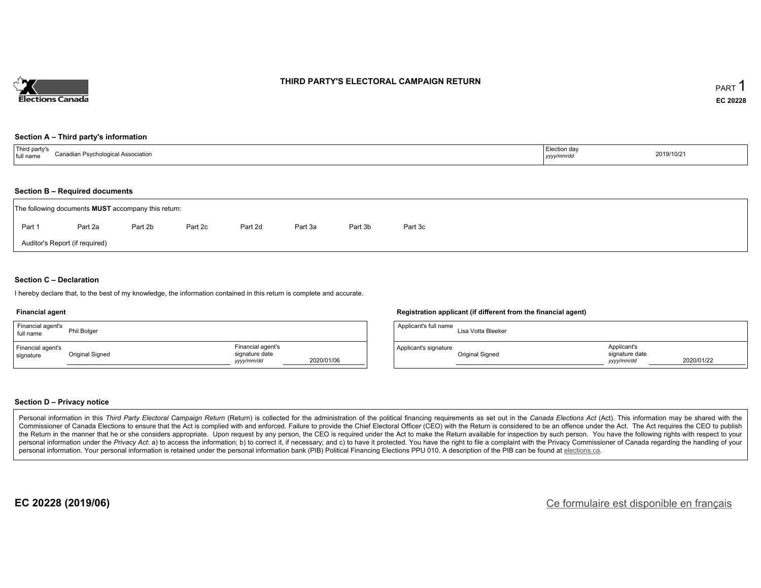# THIRD PARTY'S ELECTORAL CAMPAIGN RETURN

PART 1

EC 20228

## Section A – Third party's information

| Third party's full name | Canadian Psychological Association | Election day *yyyy/mm/dd* | 2019/10/21 |
|---|---|---|---|

## Section B – Required documents

The following documents **MUST** accompany this return:

Part 1 &nbsp;&nbsp; Part 2a &nbsp;&nbsp; Part 2b &nbsp;&nbsp; Part 2c &nbsp;&nbsp; Part 2d &nbsp;&nbsp; Part 3a &nbsp;&nbsp; Part 3b &nbsp;&nbsp; Part 3c

Auditor's Report (if required)

## Section C – Declaration

I hereby declare that, to the best of my knowledge, the information contained in this return is complete and accurate.

### Financial agent

| Financial agent's full name | Phil Bolger | | |
|---|---|---|---|
| Financial agent's signature | Original Signed | Financial agent's signature date *yyyy/mm/dd* | 2020/01/06 |

### Registration applicant (if different from the financial agent)

| Applicant's full name | Lisa Votta Bleeker | | |
|---|---|---|---|
| Applicant's signature | Original Signed | Applicant's signature date *yyyy/mm/dd* | 2020/01/22 |

## Section D – Privacy notice

Personal information in this *Third Party Electoral Campaign Return* (Return) is collected for the administration of the political financing requirements as set out in the *Canada Elections Act* (Act). This information may be shared with the Commissioner of Canada Elections to ensure that the Act is complied with and enforced. Failure to provide the Chief Electoral Officer (CEO) with the Return is considered to be an offence under the Act. The Act requires the CEO to publish the Return in the manner that he or she considers appropriate. Upon request by any person, the CEO is required under the Act to make the Return available for inspection by such person. You have the following rights with respect to your personal information under the *Privacy Act*: a) to access the information; b) to correct it, if necessary; and c) to have it protected. You have the right to file a complaint with the Privacy Commissioner of Canada regarding the handling of your personal information. Your personal information is retained under the personal information bank (PIB) Political Financing Elections PPU 010. A description of the PIB can be found at elections.ca.

**EC 20228 (2019/06)**

Ce formulaire est disponible en français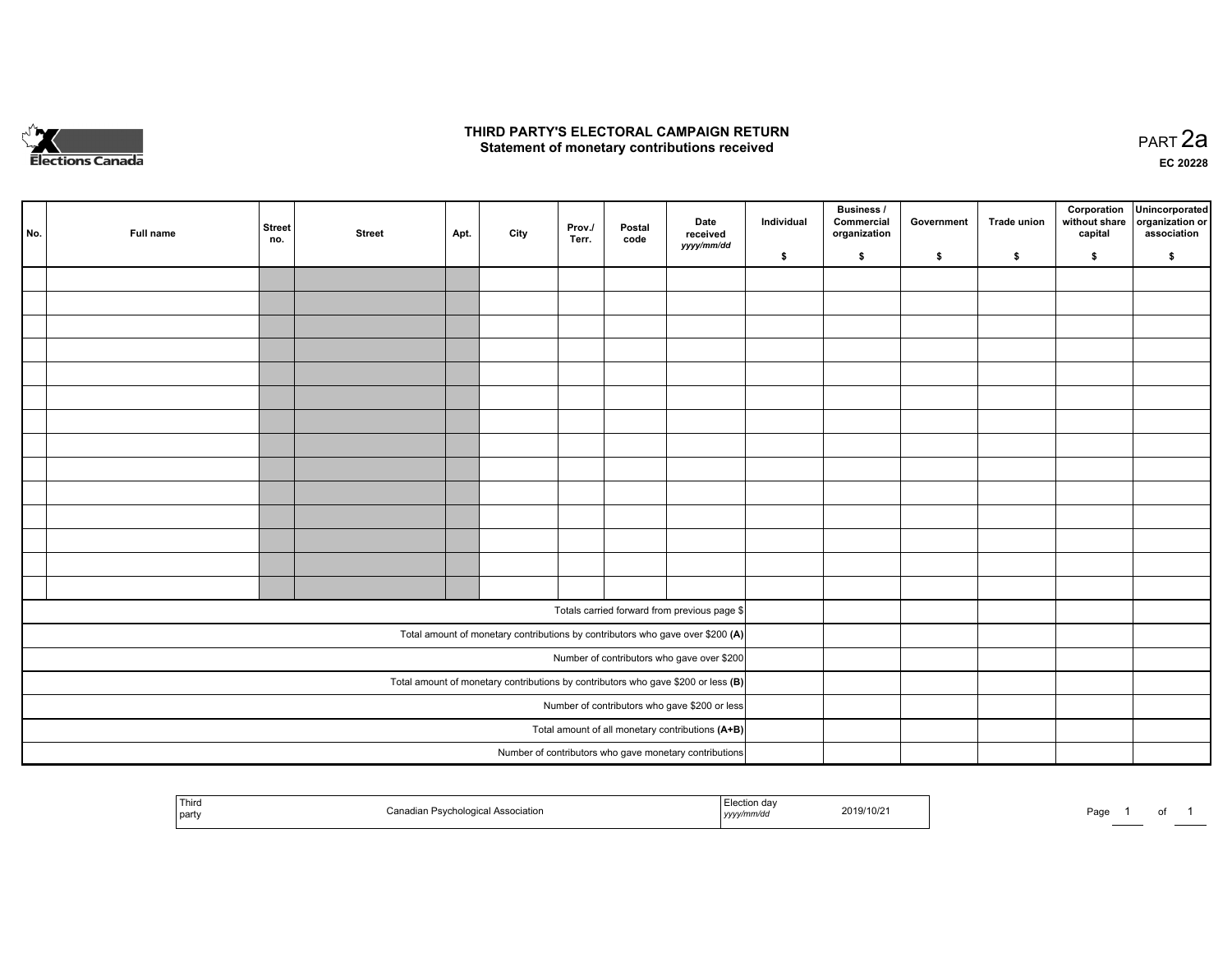# THIRD PARTY'S ELECTORAL CAMPAIGN RETURN
## Statement of monetary contributions received

PART 2a

EC 20228

| No. | Full name | Street no. | Street | Apt. | City | Prov./ Terr. | Postal code | Date received yyyy/mm/dd | Individual $ | Business / Commercial organization $ | Government $ | Trade union $ | Corporation without share capital $ | Unincorporated organization or association $ |
|---|---|---|---|---|---|---|---|---|---|---|---|---|---|---|
| | | | | | | | | | | | | | | |
| | | | | | | | | | | | | | | |
| | | | | | | | | | | | | | | |
| | | | | | | | | | | | | | | |
| | | | | | | | | | | | | | | |
| | | | | | | | | | | | | | | |
| | | | | | | | | | | | | | | |
| | | | | | | | | | | | | | | |
| | | | | | | | | | | | | | | |
| | | | | | | | | | | | | | | |
| | | | | | | | | | | | | | | |
| | | | | | | | | | | | | | | |
| | | | | | | | | | | | | | | |
| | | | | | | | | | | | | | | |
| Totals carried forward from previous page $ | | | | | | | | | | | | | | |
| Total amount of monetary contributions by contributors who gave over $200 **(A)** | | | | | | | | | | | | | | |
| Number of contributors who gave over $200 | | | | | | | | | | | | | | |
| Total amount of monetary contributions by contributors who gave $200 or less **(B)** | | | | | | | | | | | | | | |
| Number of contributors who gave $200 or less | | | | | | | | | | | | | | |
| Total amount of all monetary contributions **(A+B)** | | | | | | | | | | | | | | |
| Number of contributors who gave monetary contributions | | | | | | | | | | | | | | |

| Third party | Canadian Psychological Association | Election day yyyy/mm/dd | 2019/10/21 |
|---|---|---|---|

Page 1 of 1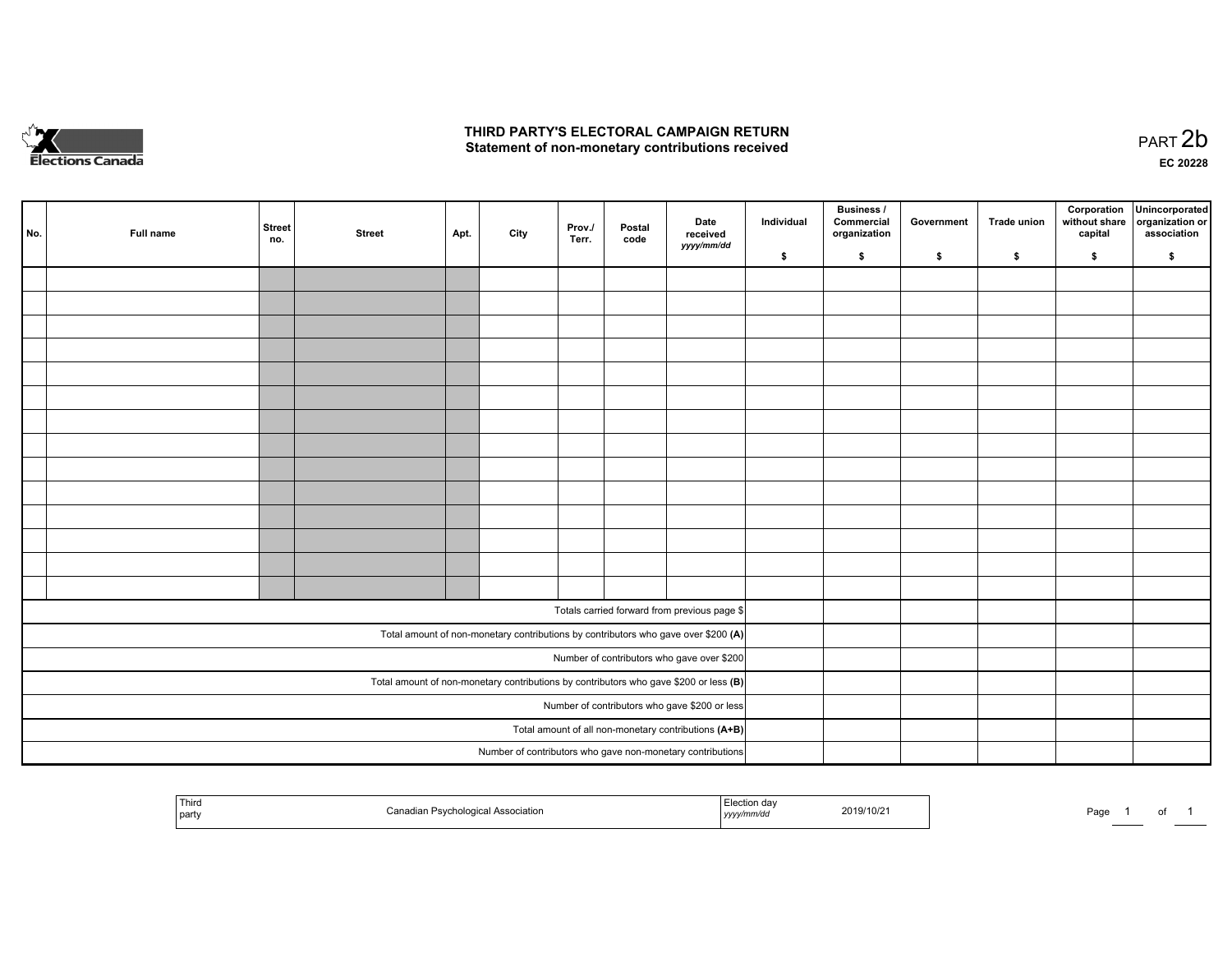# THIRD PARTY'S ELECTORAL CAMPAIGN RETURN
## Statement of non-monetary contributions received

PART 2b

EC 20228

| No. | Full name | Street no. | Street | Apt. | City | Prov./ Terr. | Postal code | Date received yyyy/mm/dd | Individual $ | Business / Commercial organization $ | Government $ | Trade union $ | Corporation without share capital $ | Unincorporated organization or association $ |
|---|---|---|---|---|---|---|---|---|---|---|---|---|---|---|
| | | | | | | | | | | | | | | |
| | | | | | | | | | | | | | | |
| | | | | | | | | | | | | | | |
| | | | | | | | | | | | | | | |
| | | | | | | | | | | | | | | |
| | | | | | | | | | | | | | | |
| | | | | | | | | | | | | | | |
| | | | | | | | | | | | | | | |
| | | | | | | | | | | | | | | |
| | | | | | | | | | | | | | | |
| | | | | | | | | | | | | | | |
| | | | | | | | | | | | | | | |
| | | | | | | | | | | | | | | |
| | | | | | | | | | | | | | | |
| Totals carried forward from previous page $ | | | | | | | | | | | | | | |
| Total amount of non-monetary contributions by contributors who gave over $200 **(A)** | | | | | | | | | | | | | | |
| Number of contributors who gave over $200 | | | | | | | | | | | | | | |
| Total amount of non-monetary contributions by contributors who gave $200 or less **(B)** | | | | | | | | | | | | | | |
| Number of contributors who gave $200 or less | | | | | | | | | | | | | | |
| Total amount of all non-monetary contributions **(A+B)** | | | | | | | | | | | | | | |
| Number of contributors who gave non-monetary contributions | | | | | | | | | | | | | | |

| Third party | Canadian Psychological Association | Election day yyyy/mm/dd | 2019/10/21 |
|---|---|---|---|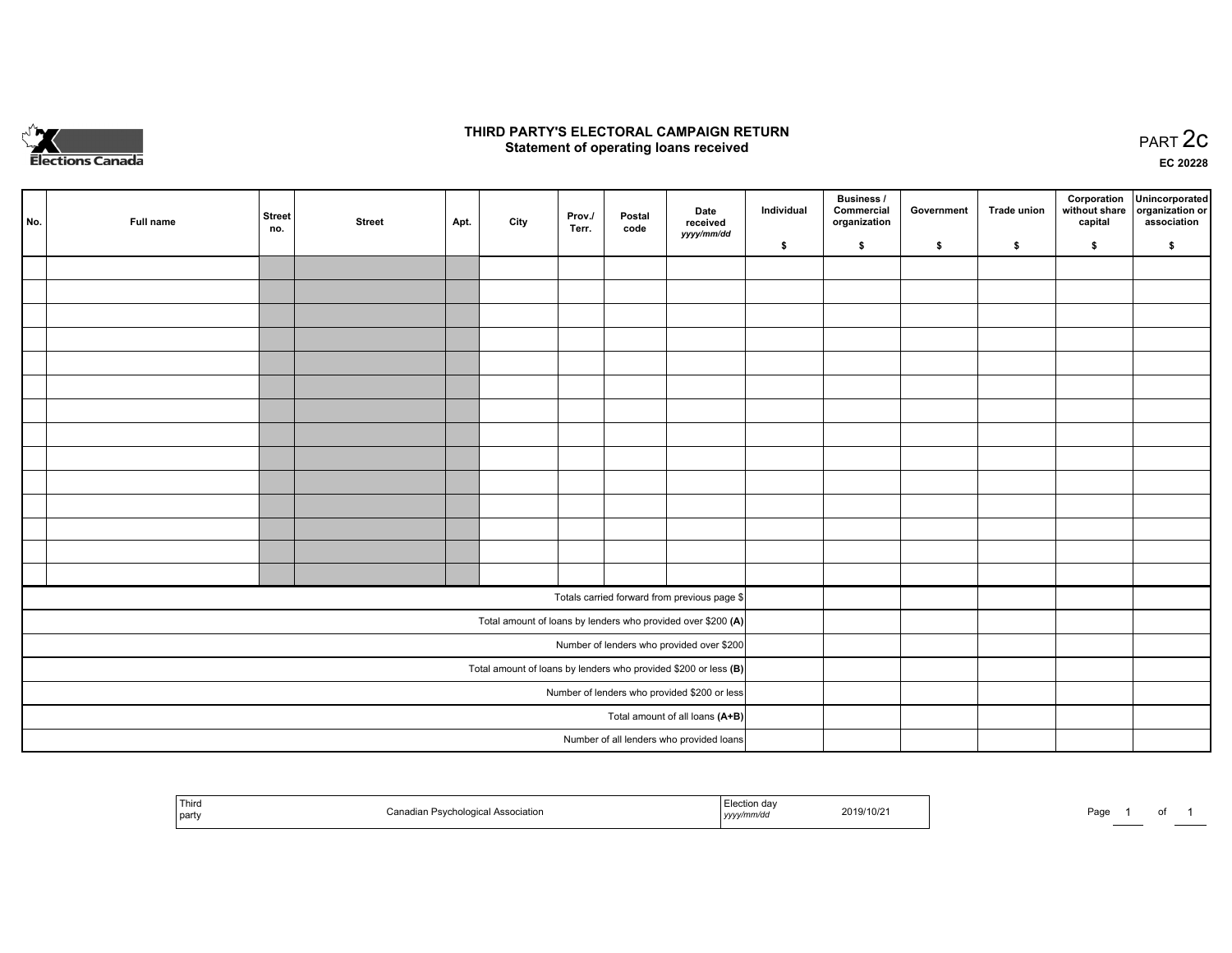Elections Canada

# THIRD PARTY'S ELECTORAL CAMPAIGN RETURN
## Statement of operating loans received

PART 2c

EC 20228

| No. | Full name | Street no. | Street | Apt. | City | Prov./ Terr. | Postal code | Date received *yyyy/mm/dd* | Individual $ | Business / Commercial organization $ | Government $ | Trade union $ | Corporation without share capital $ | Unincorporated organization or association $ |
|---|---|---|---|---|---|---|---|---|---|---|---|---|---|---|
| | | | | | | | | | | | | | | |
| | | | | | | | | | | | | | | |
| | | | | | | | | | | | | | | |
| | | | | | | | | | | | | | | |
| | | | | | | | | | | | | | | |
| | | | | | | | | | | | | | | |
| | | | | | | | | | | | | | | |
| | | | | | | | | | | | | | | |
| | | | | | | | | | | | | | | |
| | | | | | | | | | | | | | | |
| | | | | | | | | | | | | | | |
| | | | | | | | | | | | | | | |
| | | | | | | | | | | | | | | |
| | | | | | | | | | | | | | | |
| Totals carried forward from previous page $ | | | | | | | | | | | | | | |
| Total amount of loans by lenders who provided over $200 **(A)** | | | | | | | | | | | | | | |
| Number of lenders who provided over $200 | | | | | | | | | | | | | | |
| Total amount of loans by lenders who provided $200 or less **(B)** | | | | | | | | | | | | | | |
| Number of lenders who provided $200 or less | | | | | | | | | | | | | | |
| Total amount of all loans **(A+B)** | | | | | | | | | | | | | | |
| Number of all lenders who provided loans | | | | | | | | | | | | | | |

| Third party | Canadian Psychological Association | Election day *yyyy/mm/dd* | 2019/10/21 |
|---|---|---|---|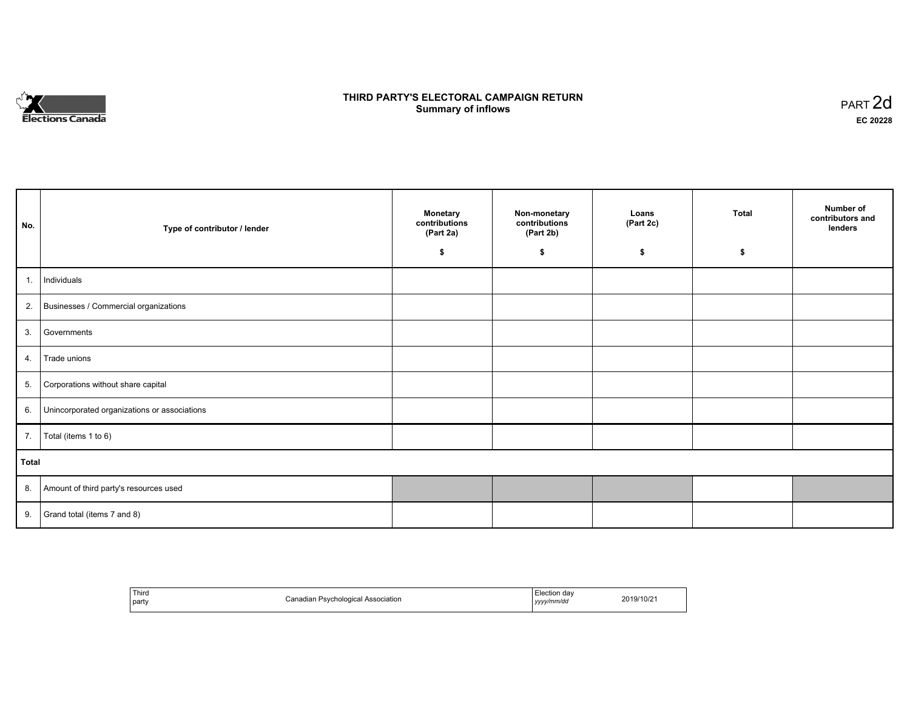# THIRD PARTY'S ELECTORAL CAMPAIGN RETURN

## Summary of inflows

PART 2d

**EC 20228**

| No. | Type of contributor / lender | Monetary contributions (Part 2a) $ | Non-monetary contributions (Part 2b) $ | Loans (Part 2c) $ | Total $ | Number of contributors and lenders |
|---|---|---|---|---|---|---|
| 1. | Individuals | | | | | |
| 2. | Businesses / Commercial organizations | | | | | |
| 3. | Governments | | | | | |
| 4. | Trade unions | | | | | |
| 5. | Corporations without share capital | | | | | |
| 6. | Unincorporated organizations or associations | | | | | |
| 7. | Total (items 1 to 6) | | | | | |
| **Total** | | | | | | |
| 8. | Amount of third party's resources used | | | | | |
| 9. | Grand total (items 7 and 8) | | | | | |

| Third party | Canadian Psychological Association | Election day *yyyy/mm/dd* | 2019/10/21 |
|---|---|---|---|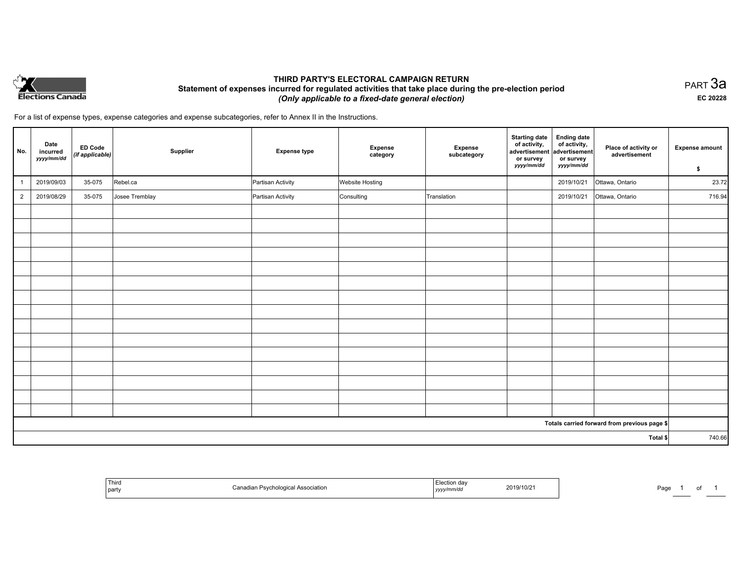# THIRD PARTY'S ELECTORAL CAMPAIGN RETURN

## Statement of expenses incurred for regulated activities that take place during the pre-election period

*(Only applicable to a fixed-date general election)*

PART 3a

**EC 20228**

For a list of expense types, expense categories and expense subcategories, refer to Annex II in the Instructions.

| No. | Date incurred *yyyy/mm/dd* | ED Code *(if applicable)* | Supplier | Expense type | Expense category | Expense subcategory | Starting date of activity, advertisement or survey *yyyy/mm/dd* | Ending date of activity, advertisement or survey *yyyy/mm/dd* | Place of activity or advertisement | Expense amount $ |
|---|---|---|---|---|---|---|---|---|---|---|
| 1 | 2019/09/03 | 35-075 | Rebel.ca | Partisan Activity | Website Hosting | | | 2019/10/21 | Ottawa, Ontario | 23.72 |
| 2 | 2019/08/29 | 35-075 | Josee Tremblay | Partisan Activity | Consulting | Translation | | 2019/10/21 | Ottawa, Ontario | 716.94 |
| | | | | | | | | | | |
| | | | | | | | | | | |
| | | | | | | | | | | |
| | | | | | | | | | | |
| | | | | | | | | | | |
| | | | | | | | | | | |
| | | | | | | | | | | |
| | | | | | | | | | | |
| | | | | | | | | | | |
| | | | | | | | | | | |
| | | | | | | | | | | |
| | | | | | | | | | | |
| | | | | | | | | | | |
| | | | | | | | | | | |
| | | | | | | | | | | |
| | | | | | | | | | Totals carried forward from previous page $ | |
| | | | | | | | | | Total $ | 740.66 |

| Third party | Canadian Psychological Association | Election day *yyyy/mm/dd* | 2019/10/21 |
|---|---|---|---|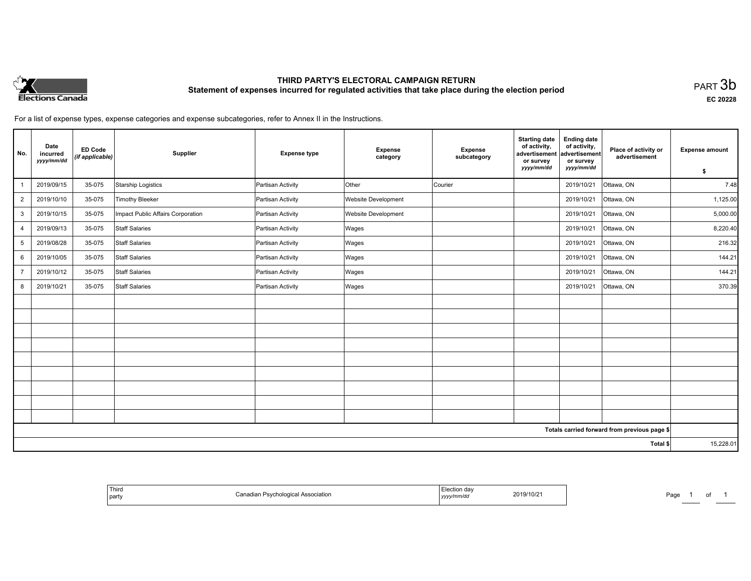# THIRD PARTY'S ELECTORAL CAMPAIGN RETURN

## Statement of expenses incurred for regulated activities that take place during the election period

PART 3b

EC 20228

For a list of expense types, expense categories and expense subcategories, refer to Annex II in the Instructions.

| No. | Date incurred *yyyy/mm/dd* | ED Code *(if applicable)* | Supplier | Expense type | Expense category | Expense subcategory | Starting date of activity, advertisement or survey *yyyy/mm/dd* | Ending date of activity, advertisement or survey *yyyy/mm/dd* | Place of activity or advertisement | Expense amount $ |
|---|---|---|---|---|---|---|---|---|---|---|
| 1 | 2019/09/15 | 35-075 | Starship Logistics | Partisan Activity | Other | Courier | | 2019/10/21 | Ottawa, ON | 7.48 |
| 2 | 2019/10/10 | 35-075 | Timothy Bleeker | Partisan Activity | Website Development | | | 2019/10/21 | Ottawa, ON | 1,125.00 |
| 3 | 2019/10/15 | 35-075 | Impact Public Affairs Corporation | Partisan Activity | Website Development | | | 2019/10/21 | Ottawa, ON | 5,000.00 |
| 4 | 2019/09/13 | 35-075 | Staff Salaries | Partisan Activity | Wages | | | 2019/10/21 | Ottawa, ON | 8,220.40 |
| 5 | 2019/08/28 | 35-075 | Staff Salaries | Partisan Activity | Wages | | | 2019/10/21 | Ottawa, ON | 216.32 |
| 6 | 2019/10/05 | 35-075 | Staff Salaries | Partisan Activity | Wages | | | 2019/10/21 | Ottawa, ON | 144.21 |
| 7 | 2019/10/12 | 35-075 | Staff Salaries | Partisan Activity | Wages | | | 2019/10/21 | Ottawa, ON | 144.21 |
| 8 | 2019/10/21 | 35-075 | Staff Salaries | Partisan Activity | Wages | | | 2019/10/21 | Ottawa, ON | 370.39 |
| | | | | | | | | | Totals carried forward from previous page $ | |
| | | | | | | | | | Total $ | 15,228.01 |

| Third party | Canadian Psychological Association | Election day *yyyy/mm/dd* | 2019/10/21 |
|---|---|---|---|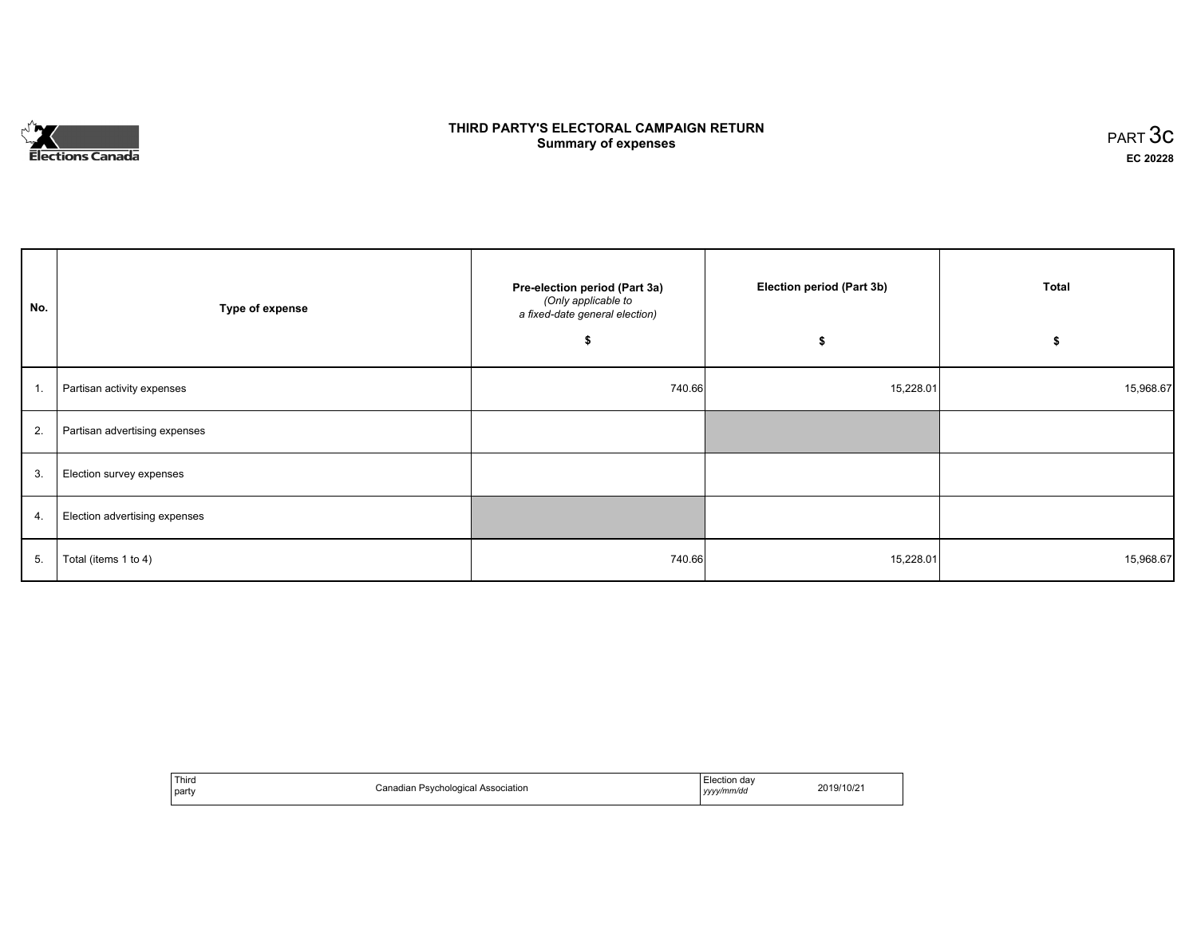Elections Canada

# THIRD PARTY'S ELECTORAL CAMPAIGN RETURN
## Summary of expenses

PART 3c

**EC 20228**

| No. | Type of expense | Pre-election period (Part 3a) *(Only applicable to a fixed-date general election)* $ | Election period (Part 3b) $ | Total $ |
|---|---|---|---|---|
| 1. | Partisan activity expenses | 740.66 | 15,228.01 | 15,968.67 |
| 2. | Partisan advertising expenses | | | |
| 3. | Election survey expenses | | | |
| 4. | Election advertising expenses | | | |
| 5. | Total (items 1 to 4) | 740.66 | 15,228.01 | 15,968.67 |

| Third party | Canadian Psychological Association | Election day *yyyy/mm/dd* | 2019/10/21 |
|---|---|---|---|